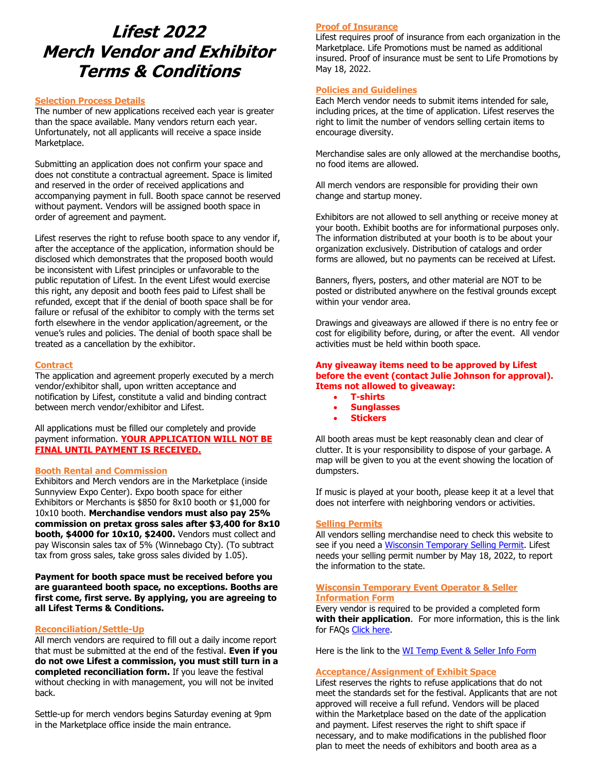# Lifest 2022 Merch Vendor and Exhibitor Terms & Conditions

## Selection Process Details

The number of new applications received each year is greater than the space available. Many vendors return each year. Unfortunately, not all applicants will receive a space inside Marketplace.

Submitting an application does not confirm your space and does not constitute a contractual agreement. Space is limited and reserved in the order of received applications and accompanying payment in full. Booth space cannot be reserved without payment. Vendors will be assigned booth space in order of agreement and payment.

Lifest reserves the right to refuse booth space to any vendor if, after the acceptance of the application, information should be disclosed which demonstrates that the proposed booth would be inconsistent with Lifest principles or unfavorable to the public reputation of Lifest. In the event Lifest would exercise this right, any deposit and booth fees paid to Lifest shall be refunded, except that if the denial of booth space shall be for failure or refusal of the exhibitor to comply with the terms set forth elsewhere in the vendor application/agreement, or the venue's rules and policies. The denial of booth space shall be treated as a cancellation by the exhibitor.

## Contract

The application and agreement properly executed by a merch vendor/exhibitor shall, upon written acceptance and notification by Lifest, constitute a valid and binding contract between merch vendor/exhibitor and Lifest.

All applications must be filled our completely and provide payment information. **YOUR APPLICATION WILL NOT BE FINAL UNTIL PAYMENT IS RECEIVED.**

## Booth Rental and Commission

Exhibitors and Merch vendors are in the Marketplace (inside Sunnyview Expo Center). Expo booth space for either Exhibitors or Merchants is $850 for 8x10 booth or $1,000 for 10x10 booth. **Merchandise vendors must also pay 25% commission on pretax gross sales after $3,400 for 8x10 booth, $4000 for 10x10, $2400.** Vendors must collect and pay Wisconsin sales tax of 5% (Winnebago Cty). (To subtract tax from gross sales, take gross sales divided by 1.05).

**Payment for booth space must be received before you are guaranteed booth space, no exceptions. Booths are first come, first serve. By applying, you are agreeing to all Lifest Terms & Conditions.**

## Reconciliation/Settle-Up

All merch vendors are required to fill out a daily income report that must be submitted at the end of the festival. **Even if you do not owe Lifest a commission, you must still turn in a completed reconciliation form.** If you leave the festival without checking in with management, you will not be invited back.

Settle-up for merch vendors begins Saturday evening at 9pm in the Marketplace office inside the main entrance.

## Proof of Insurance

Lifest requires proof of insurance from each organization in the Marketplace. Life Promotions must be named as additional insured. Proof of insurance must be sent to Life Promotions by May 18, 2022.

## Policies and Guidelines

Each Merch vendor needs to submit items intended for sale, including prices, at the time of application. Lifest reserves the right to limit the number of vendors selling certain items to encourage diversity.

Merchandise sales are only allowed at the merchandise booths, no food items are allowed.

All merch vendors are responsible for providing their own change and startup money.

Exhibitors are not allowed to sell anything or receive money at your booth. Exhibit booths are for informational purposes only. The information distributed at your booth is to be about your organization exclusively. Distribution of catalogs and order forms are allowed, but no payments can be received at Lifest.

Banners, flyers, posters, and other material are NOT to be posted or distributed anywhere on the festival grounds except within your vendor area.

Drawings and giveaways are allowed if there is no entry fee or cost for eligibility before, during, or after the event. All vendor activities must be held within booth space.

**Any giveaway items need to be approved by Lifest before the event (contact Julie Johnson for approval). Items not allowed to giveaway:**

- **T-shirts**
- **Sunglasses**
- **Stickers**

All booth areas must be kept reasonably clean and clear of clutter. It is your responsibility to dispose of your garbage. A map will be given to you at the event showing the location of dumpsters.

If music is played at your booth, please keep it at a level that does not interfere with neighboring vendors or activities.

## Selling Permits

All vendors selling merchandise need to check this website to see if you need a Wisconsin Temporary Selling Permit. Lifest needs your selling permit number by May 18, 2022, to report the information to the state.

## Wisconsin Temporary Event Operator & Seller Information Form

Every vendor is required to be provided a completed form **with their application**. For more information, this is the link for FAQs Click here.

Here is the link to the WI Temp Event & Seller Info Form

## Acceptance/Assignment of Exhibit Space

Lifest reserves the rights to refuse applications that do not meet the standards set for the festival. Applicants that are not approved will receive a full refund. Vendors will be placed within the Marketplace based on the date of the application and payment. Lifest reserves the right to shift space if necessary, and to make modifications in the published floor plan to meet the needs of exhibitors and booth area as a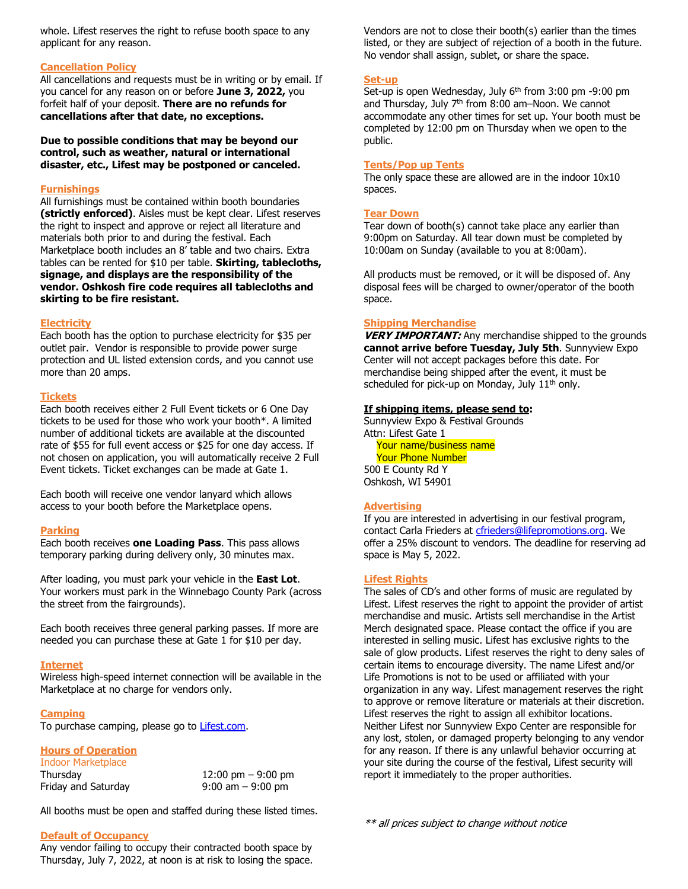whole. Lifest reserves the right to refuse booth space to any applicant for any reason.

### Cancellation Policy

All cancellations and requests must be in writing or by email. If you cancel for any reason on or before **June 3, 2022,** you forfeit half of your deposit. **There are no refunds for cancellations after that date, no exceptions.**

**Due to possible conditions that may be beyond our control, such as weather, natural or international disaster, etc., Lifest may be postponed or canceled.**

### Furnishings

All furnishings must be contained within booth boundaries **(strictly enforced)**. Aisles must be kept clear. Lifest reserves the right to inspect and approve or reject all literature and materials both prior to and during the festival. Each Marketplace booth includes an 8' table and two chairs. Extra tables can be rented for $10 per table. **Skirting, tablecloths, signage, and displays are the responsibility of the vendor. Oshkosh fire code requires all tablecloths and skirting to be fire resistant.**

### Electricity

Each booth has the option to purchase electricity for $35 per outlet pair. Vendor is responsible to provide power surge protection and UL listed extension cords, and you cannot use more than 20 amps.

### Tickets

Each booth receives either 2 Full Event tickets or 6 One Day tickets to be used for those who work your booth*. A limited number of additional tickets are available at the discounted rate of $55 for full event access or $25 for one day access. If not chosen on application, you will automatically receive 2 Full Event tickets. Ticket exchanges can be made at Gate 1.

Each booth will receive one vendor lanyard which allows access to your booth before the Marketplace opens.

### Parking

Each booth receives **one Loading Pass**. This pass allows temporary parking during delivery only, 30 minutes max.

After loading, you must park your vehicle in the **East Lot**. Your workers must park in the Winnebago County Park (across the street from the fairgrounds).

Each booth receives three general parking passes. If more are needed you can purchase these at Gate 1 for $10 per day.

### Internet

Wireless high-speed internet connection will be available in the Marketplace at no charge for vendors only.

### Camping

To purchase camping, please go to [Lifest.com](Lifest.com).

### Hours of Operation

Indoor Marketplace

| | |
|---|---|
| Thursday | 12:00 pm – 9:00 pm |
| Friday and Saturday | 9:00 am – 9:00 pm |

All booths must be open and staffed during these listed times.

### Default of Occupancy

Any vendor failing to occupy their contracted booth space by Thursday, July 7, 2022, at noon is at risk to losing the space. Vendors are not to close their booth(s) earlier than the times listed, or they are subject of rejection of a booth in the future. No vendor shall assign, sublet, or share the space.

### Set-up

Set-up is open Wednesday, July 6th from 3:00 pm -9:00 pm and Thursday, July 7th from 8:00 am–Noon. We cannot accommodate any other times for set up. Your booth must be completed by 12:00 pm on Thursday when we open to the public.

### Tents/Pop up Tents

The only space these are allowed are in the indoor 10x10 spaces.

### Tear Down

Tear down of booth(s) cannot take place any earlier than 9:00pm on Saturday. All tear down must be completed by 10:00am on Sunday (available to you at 8:00am).

All products must be removed, or it will be disposed of. Any disposal fees will be charged to owner/operator of the booth space.

### Shipping Merchandise

***VERY IMPORTANT:*** Any merchandise shipped to the grounds **cannot arrive before Tuesday, July 5th**. Sunnyview Expo Center will not accept packages before this date. For merchandise being shipped after the event, it must be scheduled for pick-up on Monday, July 11th only.

**If shipping items, please send to:**

Sunnyview Expo & Festival Grounds
Attn: Lifest Gate 1
Your name/business name
Your Phone Number
500 E County Rd Y
Oshkosh, WI 54901

### Advertising

If you are interested in advertising in our festival program, contact Carla Frieders at [cfrieders@lifepromotions.org](mailto:cfrieders@lifepromotions.org). We offer a 25% discount to vendors. The deadline for reserving ad space is May 5, 2022.

### Lifest Rights

The sales of CD's and other forms of music are regulated by Lifest. Lifest reserves the right to appoint the provider of artist merchandise and music. Artists sell merchandise in the Artist Merch designated space. Please contact the office if you are interested in selling music. Lifest has exclusive rights to the sale of glow products. Lifest reserves the right to deny sales of certain items to encourage diversity. The name Lifest and/or Life Promotions is not to be used or affiliated with your organization in any way. Lifest management reserves the right to approve or remove literature or materials at their discretion. Lifest reserves the right to assign all exhibitor locations. Neither Lifest nor Sunnyview Expo Center are responsible for any lost, stolen, or damaged property belonging to any vendor for any reason. If there is any unlawful behavior occurring at your site during the course of the festival, Lifest security will report it immediately to the proper authorities.

*** all prices subject to change without notice*